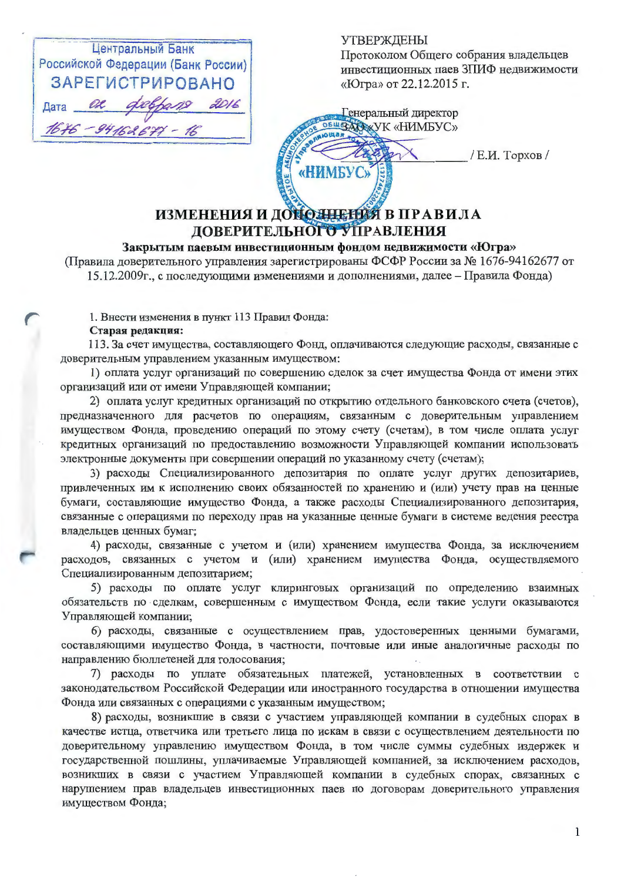Центральный Банк Российской Федерации (Банк России)
ЗАРЕГИСТРИРОВАНО
Дата 02 февраля 2016
1676-94162677-16

УТВЕРЖДЕНЫ
Протоколом Общего собрания владельцев инвестиционных паев ЗПИФ недвижимости «Югра» от 22.12.2015 г.

Генеральный директор
ЗАО «УК «НИМБУС»

_______________ / Е.И. Торхов /

# ИЗМЕНЕНИЯ И ДОПОЛНЕНИЯ В ПРАВИЛА ДОВЕРИТЕЛЬНОГО УПРАВЛЕНИЯ

**Закрытым паевым инвестиционным фондом недвижимости «Югра»**

(Правила доверительного управления зарегистрированы ФСФР России за № 1676-94162677 от 15.12.2009г., с последующими изменениями и дополнениями, далее – Правила Фонда)

1. Внести изменения в пункт 113 Правил Фонда:

**Старая редакция:**

113. За счет имущества, составляющего Фонд, оплачиваются следующие расходы, связанные с доверительным управлением указанным имуществом:

1) оплата услуг организаций по совершению сделок за счет имущества Фонда от имени этих организаций или от имени Управляющей компании;

2) оплата услуг кредитных организаций по открытию отдельного банковского счета (счетов), предназначенного для расчетов по операциям, связанным с доверительным управлением имуществом Фонда, проведению операций по этому счету (счетам), в том числе оплата услуг кредитных организаций по предоставлению возможности Управляющей компании использовать электронные документы при совершении операций по указанному счету (счетам);

3) расходы Специализированного депозитария по оплате услуг других депозитариев, привлеченных им к исполнению своих обязанностей по хранению и (или) учету прав на ценные бумаги, составляющие имущество Фонда, а также расходы Специализированного депозитария, связанные с операциями по переходу прав на указанные ценные бумаги в системе ведения реестра владельцев ценных бумаг;

4) расходы, связанные с учетом и (или) хранением имущества Фонда, за исключением расходов, связанных с учетом и (или) хранением имущества Фонда, осуществляемого Специализированным депозитарием;

5) расходы по оплате услуг клиринговых организаций по определению взаимных обязательств по сделкам, совершенным с имуществом Фонда, если такие услуги оказываются Управляющей компании;

6) расходы, связанные с осуществлением прав, удостоверенных ценными бумагами, составляющими имущество Фонда, в частности, почтовые или иные аналогичные расходы по направлению бюллетеней для голосования;

7) расходы по уплате обязательных платежей, установленных в соответствии с законодательством Российской Федерации или иностранного государства в отношении имущества Фонда или связанных с операциями с указанным имуществом;

8) расходы, возникшие в связи с участием управляющей компании в судебных спорах в качестве истца, ответчика или третьего лица по искам в связи с осуществлением деятельности по доверительному управлению имуществом Фонда, в том числе суммы судебных издержек и государственной пошлины, уплачиваемые Управляющей компанией, за исключением расходов, возникших в связи с участием Управляющей компании в судебных спорах, связанных с нарушением прав владельцев инвестиционных паев по договорам доверительного управления имуществом Фонда;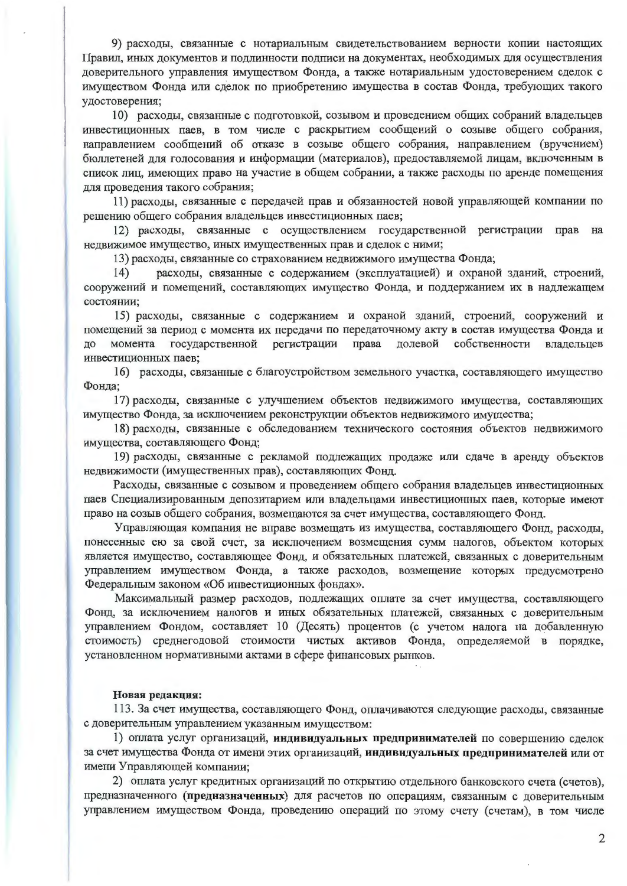9) расходы, связанные с нотариальным свидетельствованием верности копии настоящих Правил, иных документов и подлинности подписи на документах, необходимых для осуществления доверительного управления имуществом Фонда, а также нотариальным удостоверением сделок с имуществом Фонда или сделок по приобретению имущества в состав Фонда, требующих такого удостоверения;

10) расходы, связанные с подготовкой, созывом и проведением общих собраний владельцев инвестиционных паев, в том числе с раскрытием сообщений о созыве общего собрания, направлением сообщений об отказе в созыве общего собрания, направлением (вручением) бюллетеней для голосования и информации (материалов), предоставляемой лицам, включенным в список лиц, имеющих право на участие в общем собрании, а также расходы по аренде помещения для проведения такого собрания;

11) расходы, связанные с передачей прав и обязанностей новой управляющей компании по решению общего собрания владельцев инвестиционных паев;

12) расходы, связанные с осуществлением государственной регистрации прав на недвижимое имущество, иных имущественных прав и сделок с ними;

13) расходы, связанные со страхованием недвижимого имущества Фонда;

14) расходы, связанные с содержанием (эксплуатацией) и охраной зданий, строений, сооружений и помещений, составляющих имущество Фонда, и поддержанием их в надлежащем состоянии;

15) расходы, связанные с содержанием и охраной зданий, строений, сооружений и помещений за период с момента их передачи по передаточному акту в состав имущества Фонда и до момента государственной регистрации права долевой собственности владельцев инвестиционных паев;

16) расходы, связанные с благоустройством земельного участка, составляющего имущество Фонда;

17) расходы, связанные с улучшением объектов недвижимого имущества, составляющих имущество Фонда, за исключением реконструкции объектов недвижимого имущества;

18) расходы, связанные с обследованием технического состояния объектов недвижимого имущества, составляющего Фонд;

19) расходы, связанные с рекламой подлежащих продаже или сдаче в аренду объектов недвижимости (имущественных прав), составляющих Фонд.

Расходы, связанные с созывом и проведением общего собрания владельцев инвестиционных паев Специализированным депозитарием или владельцами инвестиционных паев, которые имеют право на созыв общего собрания, возмещаются за счет имущества, составляющего Фонд.

Управляющая компания не вправе возмещать из имущества, составляющего Фонд, расходы, понесенные ею за свой счет, за исключением возмещения сумм налогов, объектом которых является имущество, составляющее Фонд, и обязательных платежей, связанных с доверительным управлением имуществом Фонда, а также расходов, возмещение которых предусмотрено Федеральным законом «Об инвестиционных фондах».

Максимальный размер расходов, подлежащих оплате за счет имущества, составляющего Фонд, за исключением налогов и иных обязательных платежей, связанных с доверительным управлением Фондом, составляет 10 (Десять) процентов (с учетом налога на добавленную стоимость) среднегодовой стоимости чистых активов Фонда, определяемой в порядке, установленном нормативными актами в сфере финансовых рынков.

**Новая редакция:**

113. За счет имущества, составляющего Фонд, оплачиваются следующие расходы, связанные с доверительным управлением указанным имуществом:

1) оплата услуг организаций, **индивидуальных предпринимателей** по совершению сделок за счет имущества Фонда от имени этих организаций, **индивидуальных предпринимателей** или от имени Управляющей компании;

2) оплата услуг кредитных организаций по открытию отдельного банковского счета (счетов), предназначенного **(предназначенных)** для расчетов по операциям, связанным с доверительным управлением имуществом Фонда, проведению операций по этому счету (счетам), в том числе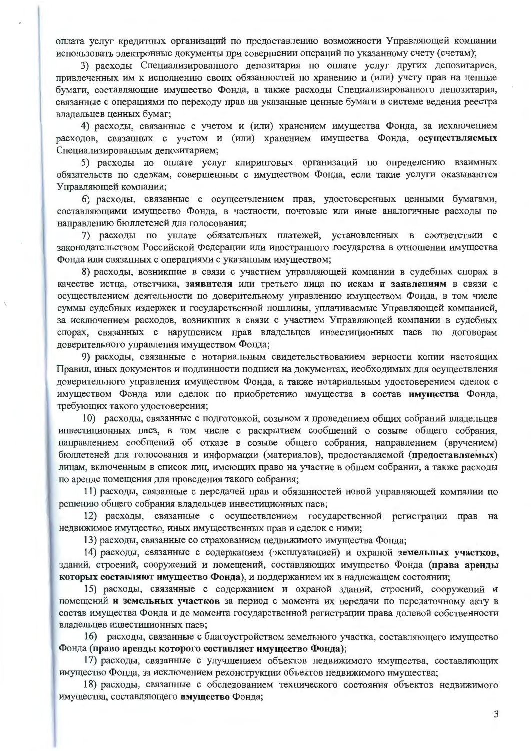оплата услуг кредитных организаций по предоставлению возможности Управляющей компании использовать электронные документы при совершении операций по указанному счету (счетам);

3) расходы Специализированного депозитария по оплате услуг других депозитариев, привлеченных им к исполнению своих обязанностей по хранению и (или) учету прав на ценные бумаги, составляющие имущество Фонда, а также расходы Специализированного депозитария, связанные с операциями по переходу прав на указанные ценные бумаги в системе ведения реестра владельцев ценных бумаг;

4) расходы, связанные с учетом и (или) хранением имущества Фонда, за исключением расходов, связанных с учетом и (или) хранением имущества Фонда, **осуществляемых** Специализированным депозитарием;

5) расходы по оплате услуг клиринговых организаций по определению взаимных обязательств по сделкам, совершенным с имуществом Фонда, если такие услуги оказываются Управляющей компании;

6) расходы, связанные с осуществлением прав, удостоверенных ценными бумагами, составляющими имущество Фонда, в частности, почтовые или иные аналогичные расходы по направлению бюллетеней для голосования;

7) расходы по уплате обязательных платежей, установленных в соответствии с законодательством Российской Федерации или иностранного государства в отношении имущества Фонда или связанных с операциями с указанным имуществом;

8) расходы, возникшие в связи с участием управляющей компании в судебных спорах в качестве истца, ответчика, **заявителя** или третьего лица по искам **и заявлениям** в связи с осуществлением деятельности по доверительному управлению имуществом Фонда, в том числе суммы судебных издержек и государственной пошлины, уплачиваемые Управляющей компанией, за исключением расходов, возникших в связи с участием Управляющей компании в судебных спорах, связанных с нарушением прав владельцев инвестиционных паев по договорам доверительного управления имуществом Фонда;

9) расходы, связанные с нотариальным свидетельствованием верности копии настоящих Правил, иных документов и подлинности подписи на документах, необходимых для осуществления доверительного управления имуществом Фонда, а также нотариальным удостоверением сделок с имуществом Фонда или сделок по приобретению имущества в состав **имущества** Фонда, требующих такого удостоверения;

10) расходы, связанные с подготовкой, созывом и проведением общих собраний владельцев инвестиционных паев, в том числе с раскрытием сообщений о созыве общего собрания, направлением сообщений об отказе в созыве общего собрания, направлением (вручением) бюллетеней для голосования и информации (материалов), предоставляемой (**предоставляемых**) лицам, включенным в список лиц, имеющих право на участие в общем собрании, а также расходы по аренде помещения для проведения такого собрания;

11) расходы, связанные с передачей прав и обязанностей новой управляющей компании по решению общего собрания владельцев инвестиционных паев;

12) расходы, связанные с осуществлением государственной регистрации прав на недвижимое имущество, иных имущественных прав и сделок с ними;

13) расходы, связанные со страхованием недвижимого имущества Фонда;

14) расходы, связанные с содержанием (эксплуатацией) и охраной **земельных участков,** зданий, строений, сооружений и помещений, составляющих имущество Фонда (**права аренды которых составляют имущество Фонда**), и поддержанием их в надлежащем состоянии;

15) расходы, связанные с содержанием и охраной зданий, строений, сооружений и помещений **и земельных участков** за период с момента их передачи по передаточному акту в состав имущества Фонда и до момента государственной регистрации права долевой собственности владельцев инвестиционных паев;

16) расходы, связанные с благоустройством земельного участка, составляющего имущество Фонда (**право аренды которого составляет имущество Фонда**);

17) расходы, связанные с улучшением объектов недвижимого имущества, составляющих имущество Фонда, за исключением реконструкции объектов недвижимого имущества;

18) расходы, связанные с обследованием технического состояния объектов недвижимого имущества, составляющего **имущество** Фонда;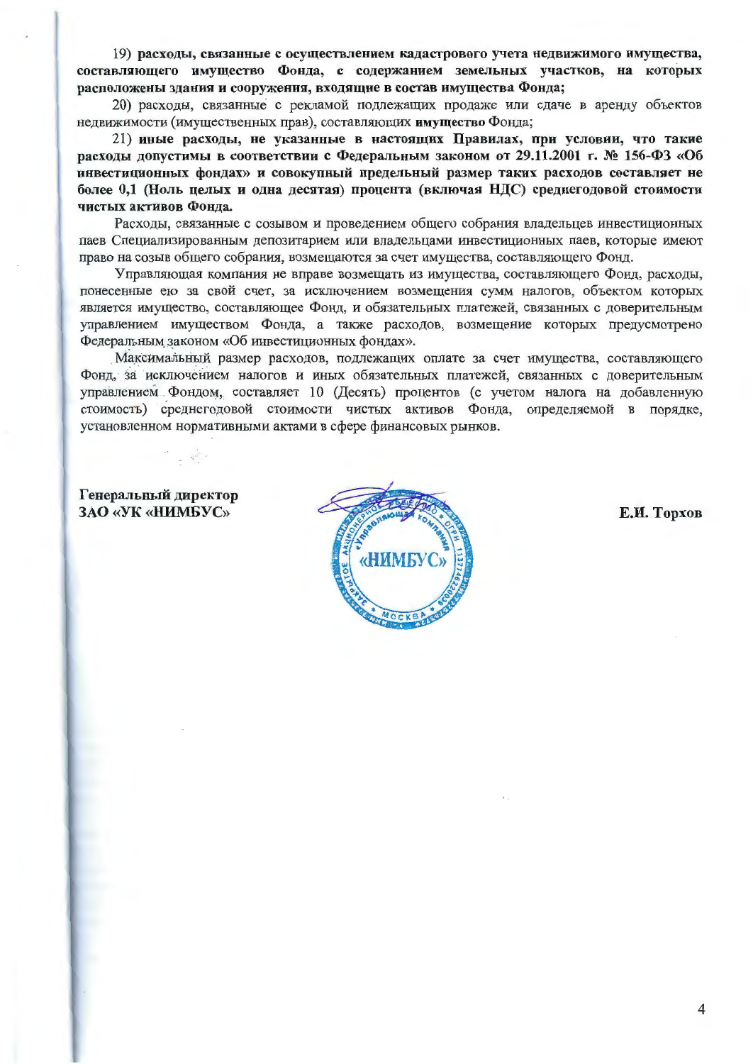19) **расходы, связанные с осуществлением кадастрового учета недвижимого имущества, составляющего имущество Фонда, с содержанием земельных участков, на которых расположены здания и сооружения, входящие в состав имущества Фонда;**

20) расходы, связанные с рекламой подлежащих продаже или сдаче в аренду объектов недвижимости (имущественных прав), составляющих **имущество** Фонда;

21) **иные расходы, не указанные в настоящих Правилах, при условии, что такие расходы допустимы в соответствии с Федеральным законом от 29.11.2001 г. № 156-ФЗ «Об инвестиционных фондах» и совокупный предельный размер таких расходов составляет не более 0,1 (Ноль целых и одна десятая) процента (включая НДС) среднегодовой стоимости чистых активов Фонда.**

Расходы, связанные с созывом и проведением общего собрания владельцев инвестиционных паев Специализированным депозитарием или владельцами инвестиционных паев, которые имеют право на созыв общего собрания, возмещаются за счет имущества, составляющего Фонд.

Управляющая компания не вправе возмещать из имущества, составляющего Фонд, расходы, понесенные ею за свой счет, за исключением возмещения сумм налогов, объектом которых является имущество, составляющее Фонд, и обязательных платежей, связанных с доверительным управлением имуществом Фонда, а также расходов, возмещение которых предусмотрено Федеральным законом «Об инвестиционных фондах».

Максимальный размер расходов, подлежащих оплате за счет имущества, составляющего Фонд, за исключением налогов и иных обязательных платежей, связанных с доверительным управлением Фондом, составляет 10 (Десять) процентов (с учетом налога на добавленную стоимость) среднегодовой стоимости чистых активов Фонда, определяемой в порядке, установленном нормативными актами в сфере финансовых рынков.

**Генеральный директор**
**ЗАО «УК «НИМБУС»** **Е.И. Торхов**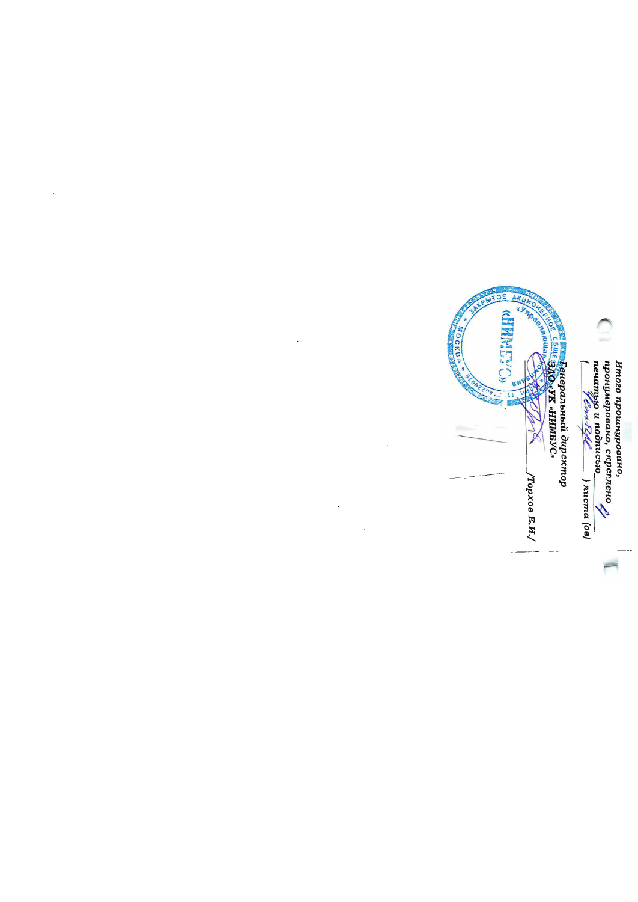*Итого прошнуровано, пронумеровано, скреплено печатью и подписью* 4 *(* четыре *) листа (ов)*

*Генеральный директор ЗАО «УК «НИМБУС»*

_______________ */Торхов Е.Н./*